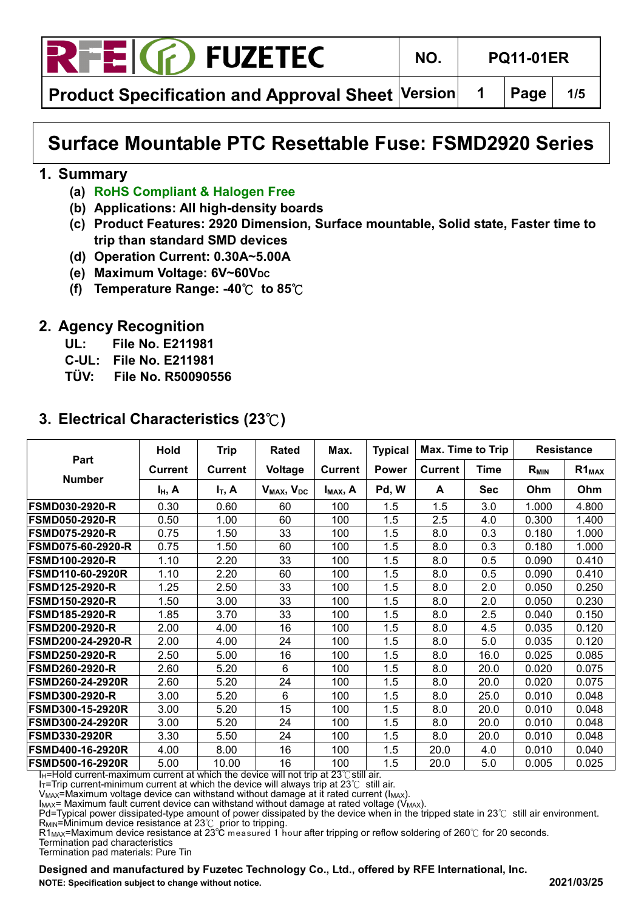# Surface Mountable PTC Resettable Fuse: FSMD2920 Series

## 1. Summary

- (a) RoHS Compliant & Halogen Free
- (b) Applications: All high-density boards
- (c) Product Features: 2920 Dimension, Surface mountable, Solid state, Faster time to trip than standard SMD devices
- (d) Operation Current: 0.30A~5.00A
- (e) Maximum Voltage: 6V~60V$_{DC}$
- (f) Temperature Range: -40℃ to 85℃

## 2. Agency Recognition

UL: File No. E211981
C-UL: File No. E211981
TÜV: File No. R50090556

## 3. Electrical Characteristics (23℃)

| Part Number | Hold Current $I_H$, A | Trip Current $I_T$, A | Rated Voltage $V_{MAX}$, $V_{DC}$ | Max. Current $I_{MAX}$, A | Typical Power Pd, W | Max. Time to Trip: Current A | Max. Time to Trip: Time Sec | Resistance: $R_{MIN}$ Ohm | Resistance: $R1_{MAX}$ Ohm |
|---|---|---|---|---|---|---|---|---|---|
| FSMD030-2920-R | 0.30 | 0.60 | 60 | 100 | 1.5 | 1.5 | 3.0 | 1.000 | 4.800 |
| FSMD050-2920-R | 0.50 | 1.00 | 60 | 100 | 1.5 | 2.5 | 4.0 | 0.300 | 1.400 |
| FSMD075-2920-R | 0.75 | 1.50 | 33 | 100 | 1.5 | 8.0 | 0.3 | 0.180 | 1.000 |
| FSMD075-60-2920-R | 0.75 | 1.50 | 60 | 100 | 1.5 | 8.0 | 0.3 | 0.180 | 1.000 |
| FSMD100-2920-R | 1.10 | 2.20 | 33 | 100 | 1.5 | 8.0 | 0.5 | 0.090 | 0.410 |
| FSMD110-60-2920R | 1.10 | 2.20 | 60 | 100 | 1.5 | 8.0 | 0.5 | 0.090 | 0.410 |
| FSMD125-2920-R | 1.25 | 2.50 | 33 | 100 | 1.5 | 8.0 | 2.0 | 0.050 | 0.250 |
| FSMD150-2920-R | 1.50 | 3.00 | 33 | 100 | 1.5 | 8.0 | 2.0 | 0.050 | 0.230 |
| FSMD185-2920-R | 1.85 | 3.70 | 33 | 100 | 1.5 | 8.0 | 2.5 | 0.040 | 0.150 |
| FSMD200-2920-R | 2.00 | 4.00 | 16 | 100 | 1.5 | 8.0 | 4.5 | 0.035 | 0.120 |
| FSMD200-24-2920-R | 2.00 | 4.00 | 24 | 100 | 1.5 | 8.0 | 5.0 | 0.035 | 0.120 |
| FSMD250-2920-R | 2.50 | 5.00 | 16 | 100 | 1.5 | 8.0 | 16.0 | 0.025 | 0.085 |
| FSMD260-2920-R | 2.60 | 5.20 | 6 | 100 | 1.5 | 8.0 | 20.0 | 0.020 | 0.075 |
| FSMD260-24-2920R | 2.60 | 5.20 | 24 | 100 | 1.5 | 8.0 | 20.0 | 0.020 | 0.075 |
| FSMD300-2920-R | 3.00 | 5.20 | 6 | 100 | 1.5 | 8.0 | 25.0 | 0.010 | 0.048 |
| FSMD300-15-2920R | 3.00 | 5.20 | 15 | 100 | 1.5 | 8.0 | 20.0 | 0.010 | 0.048 |
| FSMD300-24-2920R | 3.00 | 5.20 | 24 | 100 | 1.5 | 8.0 | 20.0 | 0.010 | 0.048 |
| FSMD330-2920R | 3.30 | 5.50 | 24 | 100 | 1.5 | 8.0 | 20.0 | 0.010 | 0.048 |
| FSMD400-16-2920R | 4.00 | 8.00 | 16 | 100 | 1.5 | 20.0 | 4.0 | 0.010 | 0.040 |
| FSMD500-16-2920R | 5.00 | 10.00 | 16 | 100 | 1.5 | 20.0 | 5.0 | 0.005 | 0.025 |

$I_H$=Hold current-maximum current at which the device will not trip at 23℃ still air.
$I_T$=Trip current-minimum current at which the device will always trip at 23℃ still air.
$V_{MAX}$=Maximum voltage device can withstand without damage at it rated current ($I_{MAX}$).
$I_{MAX}$= Maximum fault current device can withstand without damage at rated voltage ($V_{MAX}$).
Pd=Typical power dissipated-type amount of power dissipated by the device when in the tripped state in 23℃ still air environment.
$R_{MIN}$=Minimum device resistance at 23℃ prior to tripping.
$R1_{MAX}$=Maximum device resistance at 23℃ measured 1 hour after tripping or reflow soldering of 260℃ for 20 seconds.
Termination pad characteristics
Termination pad materials: Pure Tin

**Designed and manufactured by Fuzetec Technology Co., Ltd., offered by RFE International, Inc.**
**NOTE: Specification subject to change without notice.** **2021/03/25**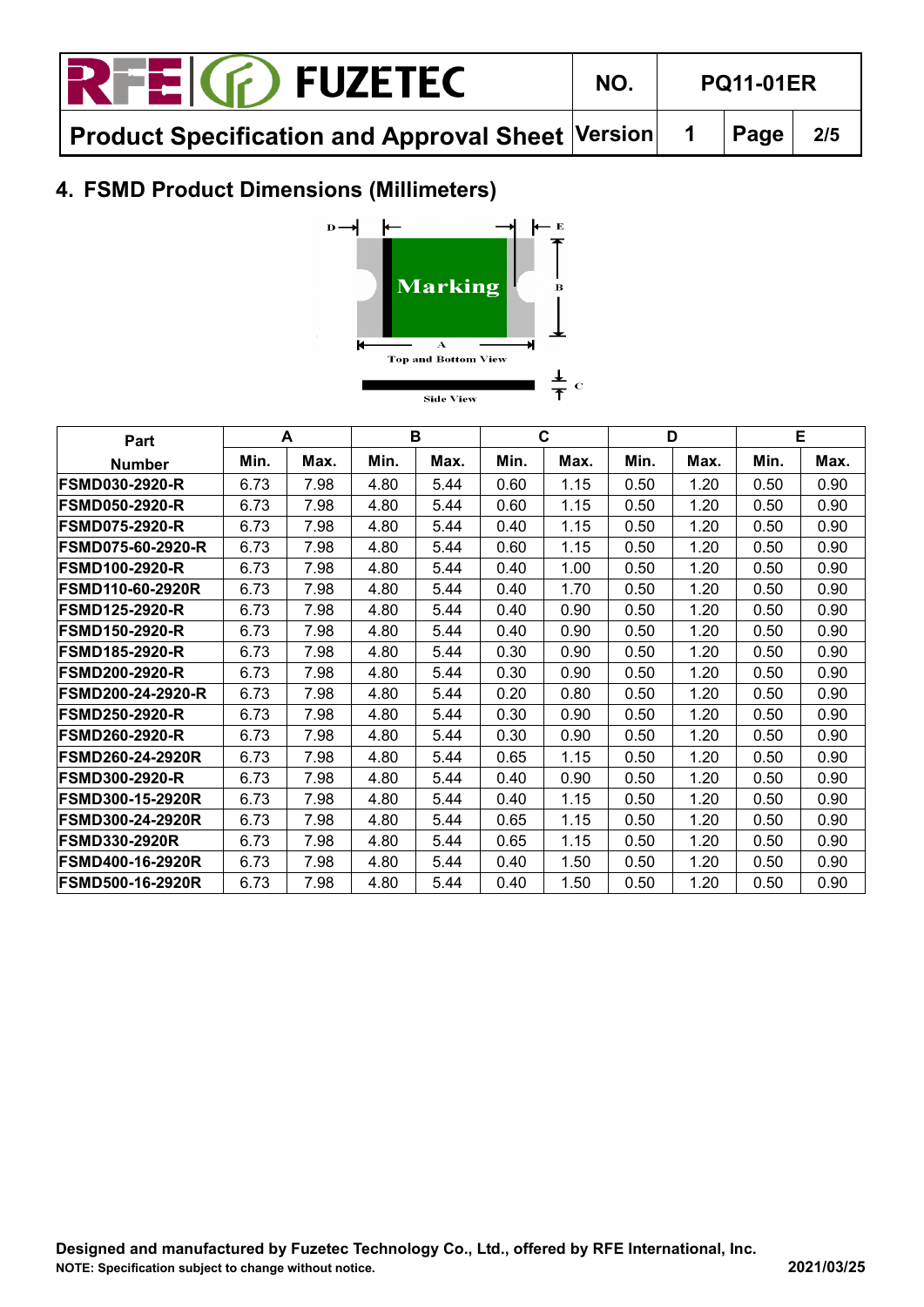## 4. FSMD Product Dimensions (Millimeters)

| Part Number | A | | B | | C | | D | | E | |
|---|---|---|---|---|---|---|---|---|---|---|
| | Min. | Max. | Min. | Max. | Min. | Max. | Min. | Max. | Min. | Max. |
| FSMD030-2920-R | 6.73 | 7.98 | 4.80 | 5.44 | 0.60 | 1.15 | 0.50 | 1.20 | 0.50 | 0.90 |
| FSMD050-2920-R | 6.73 | 7.98 | 4.80 | 5.44 | 0.60 | 1.15 | 0.50 | 1.20 | 0.50 | 0.90 |
| FSMD075-2920-R | 6.73 | 7.98 | 4.80 | 5.44 | 0.40 | 1.15 | 0.50 | 1.20 | 0.50 | 0.90 |
| FSMD075-60-2920-R | 6.73 | 7.98 | 4.80 | 5.44 | 0.60 | 1.15 | 0.50 | 1.20 | 0.50 | 0.90 |
| FSMD100-2920-R | 6.73 | 7.98 | 4.80 | 5.44 | 0.40 | 1.00 | 0.50 | 1.20 | 0.50 | 0.90 |
| FSMD110-60-2920R | 6.73 | 7.98 | 4.80 | 5.44 | 0.40 | 1.70 | 0.50 | 1.20 | 0.50 | 0.90 |
| FSMD125-2920-R | 6.73 | 7.98 | 4.80 | 5.44 | 0.40 | 0.90 | 0.50 | 1.20 | 0.50 | 0.90 |
| FSMD150-2920-R | 6.73 | 7.98 | 4.80 | 5.44 | 0.40 | 0.90 | 0.50 | 1.20 | 0.50 | 0.90 |
| FSMD185-2920-R | 6.73 | 7.98 | 4.80 | 5.44 | 0.30 | 0.90 | 0.50 | 1.20 | 0.50 | 0.90 |
| FSMD200-2920-R | 6.73 | 7.98 | 4.80 | 5.44 | 0.30 | 0.90 | 0.50 | 1.20 | 0.50 | 0.90 |
| FSMD200-24-2920-R | 6.73 | 7.98 | 4.80 | 5.44 | 0.20 | 0.80 | 0.50 | 1.20 | 0.50 | 0.90 |
| FSMD250-2920-R | 6.73 | 7.98 | 4.80 | 5.44 | 0.30 | 0.90 | 0.50 | 1.20 | 0.50 | 0.90 |
| FSMD260-2920-R | 6.73 | 7.98 | 4.80 | 5.44 | 0.30 | 0.90 | 0.50 | 1.20 | 0.50 | 0.90 |
| FSMD260-24-2920R | 6.73 | 7.98 | 4.80 | 5.44 | 0.65 | 1.15 | 0.50 | 1.20 | 0.50 | 0.90 |
| FSMD300-2920-R | 6.73 | 7.98 | 4.80 | 5.44 | 0.40 | 0.90 | 0.50 | 1.20 | 0.50 | 0.90 |
| FSMD300-15-2920R | 6.73 | 7.98 | 4.80 | 5.44 | 0.40 | 1.15 | 0.50 | 1.20 | 0.50 | 0.90 |
| FSMD300-24-2920R | 6.73 | 7.98 | 4.80 | 5.44 | 0.65 | 1.15 | 0.50 | 1.20 | 0.50 | 0.90 |
| FSMD330-2920R | 6.73 | 7.98 | 4.80 | 5.44 | 0.65 | 1.15 | 0.50 | 1.20 | 0.50 | 0.90 |
| FSMD400-16-2920R | 6.73 | 7.98 | 4.80 | 5.44 | 0.40 | 1.50 | 0.50 | 1.20 | 0.50 | 0.90 |
| FSMD500-16-2920R | 6.73 | 7.98 | 4.80 | 5.44 | 0.40 | 1.50 | 0.50 | 1.20 | 0.50 | 0.90 |

**Designed and manufactured by Fuzetec Technology Co., Ltd., offered by RFE International, Inc.**
**NOTE: Specification subject to change without notice.** **2021/03/25**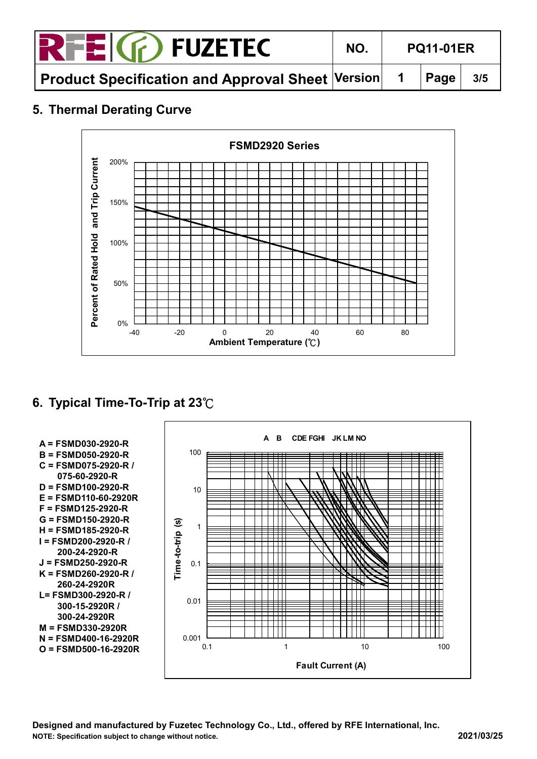## 5. Thermal Derating Curve

FSMD2920 Series

Percent of Rated Hold and Trip Current

Ambient Temperature (℃)

## 6. Typical Time-To-Trip at 23℃

A = FSMD030-2920-R
B = FSMD050-2920-R
C = FSMD075-2920-R / 075-60-2920-R
D = FSMD100-2920-R
E = FSMD110-60-2920R
F = FSMD125-2920-R
G = FSMD150-2920-R
H = FSMD185-2920-R
I = FSMD200-2920-R / 200-24-2920-R
J = FSMD250-2920-R
K = FSMD260-2920-R / 260-24-2920R
L= FSMD300-2920-R / 300-15-2920R / 300-24-2920R
M = FSMD330-2920R
N = FSMD400-16-2920R
O = FSMD500-16-2920R

Time-to-trip (s)

Fault Current (A)

**Designed and manufactured by Fuzetec Technology Co., Ltd., offered by RFE International, Inc.**
**NOTE: Specification subject to change without notice.**
**2021/03/25**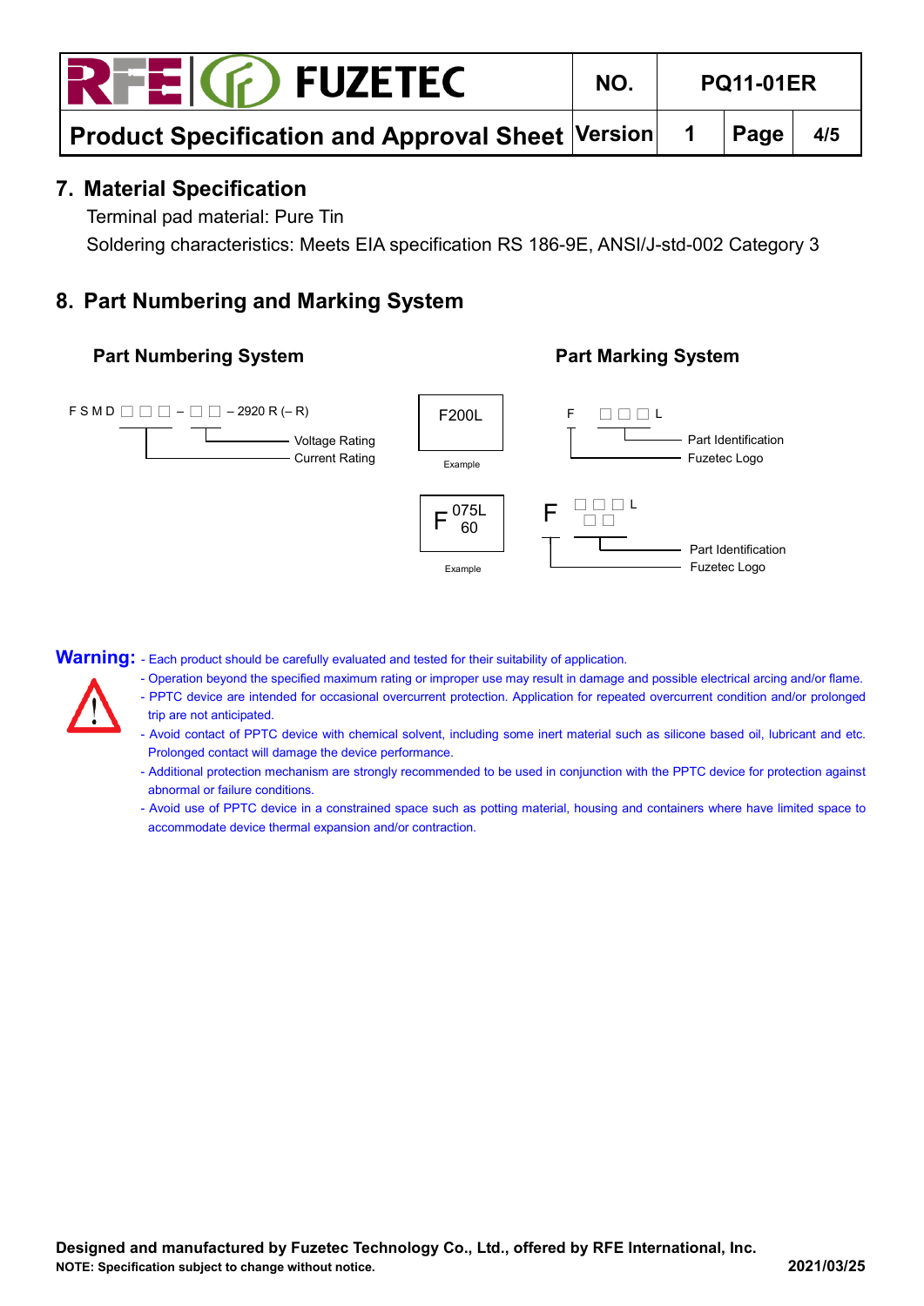## 7. Material Specification

Terminal pad material: Pure Tin

Soldering characteristics: Meets EIA specification RS 186-9E, ANSI/J-std-002 Category 3

## 8. Part Numbering and Marking System

### Part Numbering System

F S M D □ □ □ – □ □ – 2920 R (– R)

- Voltage Rating
- Current Rating

### Part Marking System

F200L

Example

F □ □ □ L

- Part Identification
- Fuzetec Logo

F 075L 60

Example

F □ □ □ L □ □

- Part Identification
- Fuzetec Logo

**Warning:**

- Each product should be carefully evaluated and tested for their suitability of application.
- Operation beyond the specified maximum rating or improper use may result in damage and possible electrical arcing and/or flame.
- PPTC device are intended for occasional overcurrent protection. Application for repeated overcurrent condition and/or prolonged trip are not anticipated.
- Avoid contact of PPTC device with chemical solvent, including some inert material such as silicone based oil, lubricant and etc. Prolonged contact will damage the device performance.
- Additional protection mechanism are strongly recommended to be used in conjunction with the PPTC device for protection against abnormal or failure conditions.
- Avoid use of PPTC device in a constrained space such as potting material, housing and containers where have limited space to accommodate device thermal expansion and/or contraction.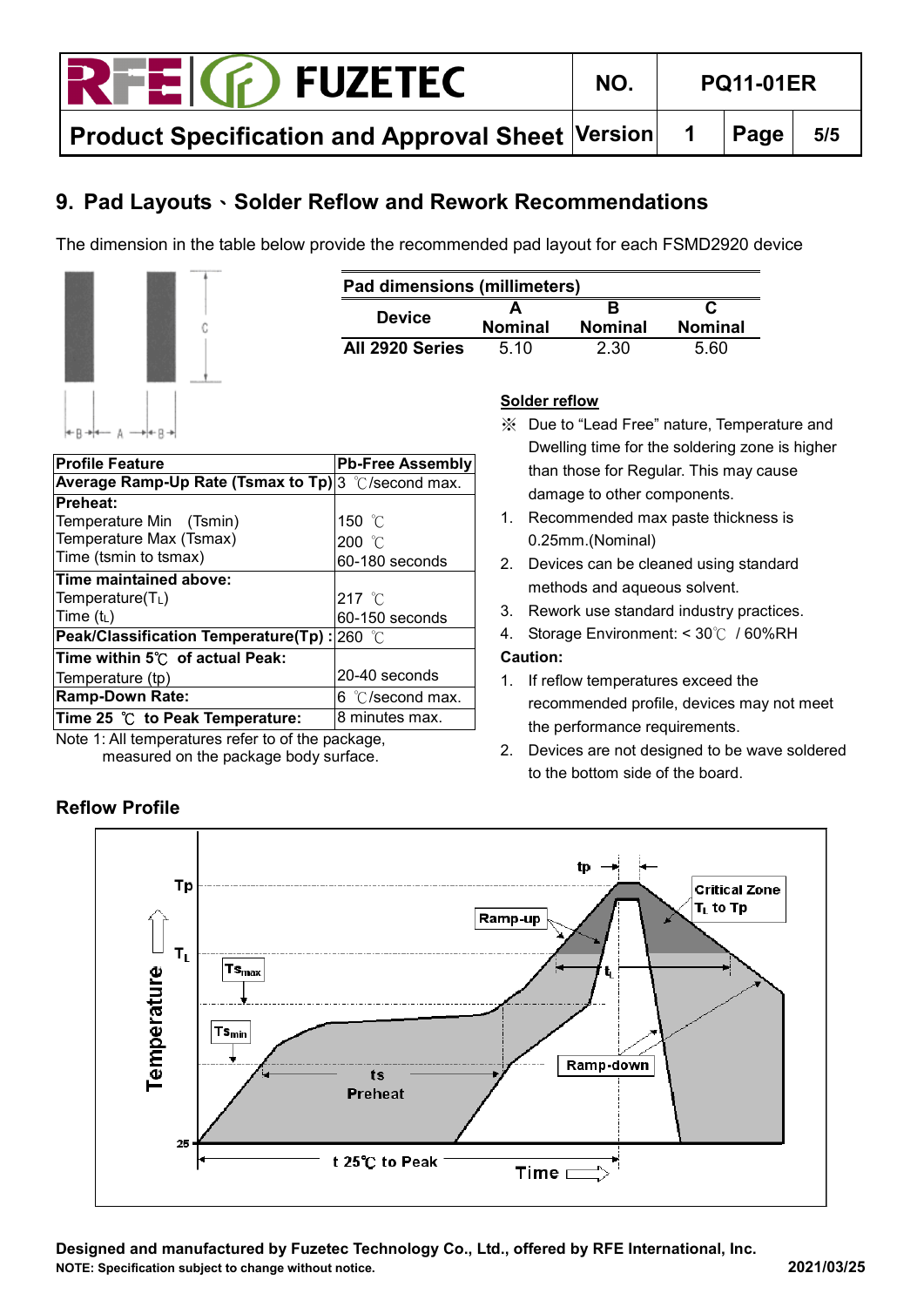## 9. Pad Layouts、Solder Reflow and Rework Recommendations

The dimension in the table below provide the recommended pad layout for each FSMD2920 device

C

B A B

**Pad dimensions (millimeters)**

| Device | A Nominal | B Nominal | C Nominal |
|---|---|---|---|
| **All 2920 Series** | 5.10 | 2.30 | 5.60 |

| Profile Feature | Pb-Free Assembly |
|---|---|
| **Average Ramp-Up Rate (Tsmax to Tp)** | 3 ℃/second max. |
| **Preheat:**<br>Temperature Min (Tsmin)<br>Temperature Max (Tsmax)<br>Time (tsmin to tsmax) | <br>150 ℃<br>200 ℃<br>60-180 seconds |
| **Time maintained above:**<br>Temperature($T_L$)<br>Time ($t_L$) | <br>217 ℃<br>60-150 seconds |
| **Peak/Classification Temperature(Tp) :** | 260 ℃ |
| **Time within 5℃ of actual Peak:**<br>Temperature (tp) | <br>20-40 seconds |
| **Ramp-Down Rate:** | 6 ℃/second max. |
| **Time 25 ℃ to Peak Temperature:** | 8 minutes max. |

Note 1: All temperatures refer to of the package, measured on the package body surface.

**Solder reflow**

※ Due to "Lead Free" nature, Temperature and Dwelling time for the soldering zone is higher than those for Regular. This may cause damage to other components.

1. Recommended max paste thickness is 0.25mm.(Nominal)
2. Devices can be cleaned using standard methods and aqueous solvent.
3. Rework use standard industry practices.
4. Storage Environment: < 30℃ / 60%RH

**Caution:**

1. If reflow temperatures exceed the recommended profile, devices may not meet the performance requirements.
2. Devices are not designed to be wave soldered to the bottom side of the board.

### Reflow Profile

Temperature

Tp

$T_L$

$Ts_{max}$

$Ts_{min}$

25

tp

Critical Zone
$T_L$ to Tp

Ramp-up

$t_L$

ts
Preheat

Ramp-down

t 25℃ to Peak

Time

**Designed and manufactured by Fuzetec Technology Co., Ltd., offered by RFE International, Inc.**

**NOTE: Specification subject to change without notice.**

**2021/03/25**